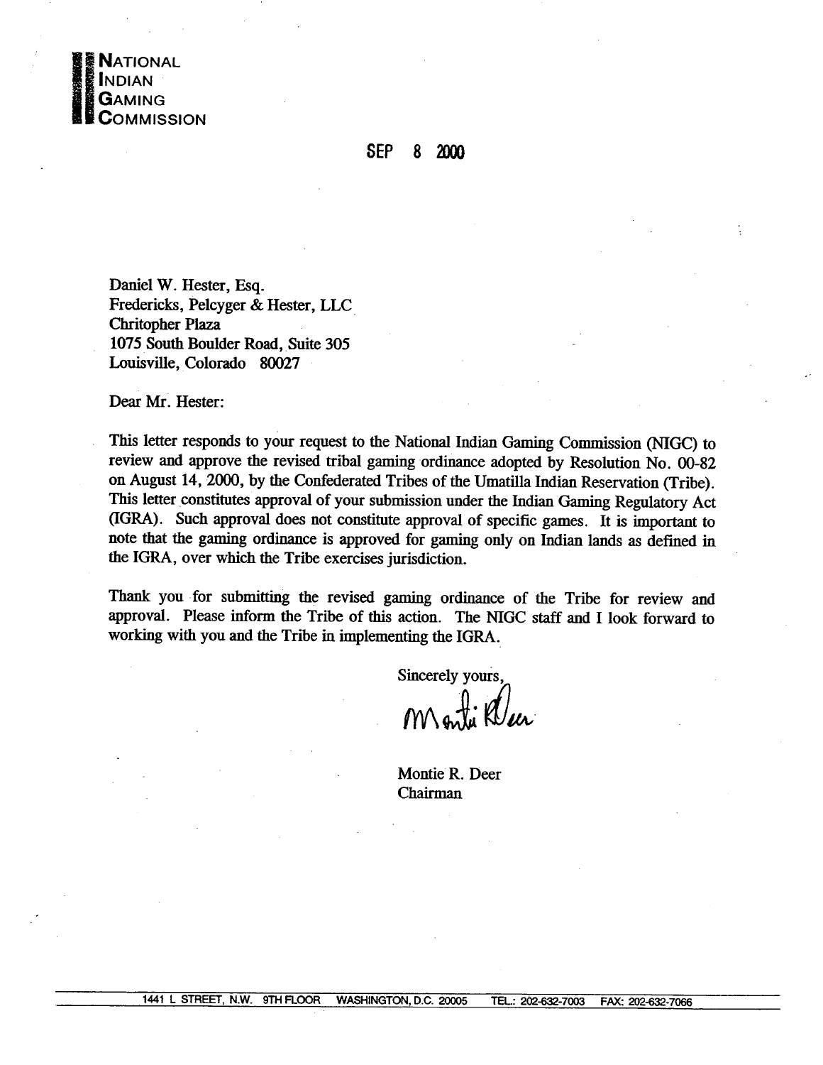**NATIONAL INDIAN GAMING COMMISSION**

SEP 8 2000

Daniel W. Hester, Esq.
Fredericks, Pelcyger & Hester, LLC
Chritopher Plaza
1075 South Boulder Road, Suite 305
Louisville, Colorado 80027

Dear Mr. Hester:

This letter responds to your request to the National Indian Gaming Commission (NIGC) to review and approve the revised tribal gaming ordinance adopted by Resolution No. 00-82 on August 14, 2000, by the Confederated Tribes of the Umatilla Indian Reservation (Tribe). This letter constitutes approval of your submission under the Indian Gaming Regulatory Act (IGRA). Such approval does not constitute approval of specific games. It is important to note that the gaming ordinance is approved for gaming only on Indian lands as defined in the IGRA, over which the Tribe exercises jurisdiction.

Thank you for submitting the revised gaming ordinance of the Tribe for review and approval. Please inform the Tribe of this action. The NIGC staff and I look forward to working with you and the Tribe in implementing the IGRA.

Sincerely yours,

Montie R. Deer
Chairman

1441 L STREET, N.W. 9TH FLOOR WASHINGTON, D.C. 20005 TEL.: 202-632-7003 FAX: 202-632-7066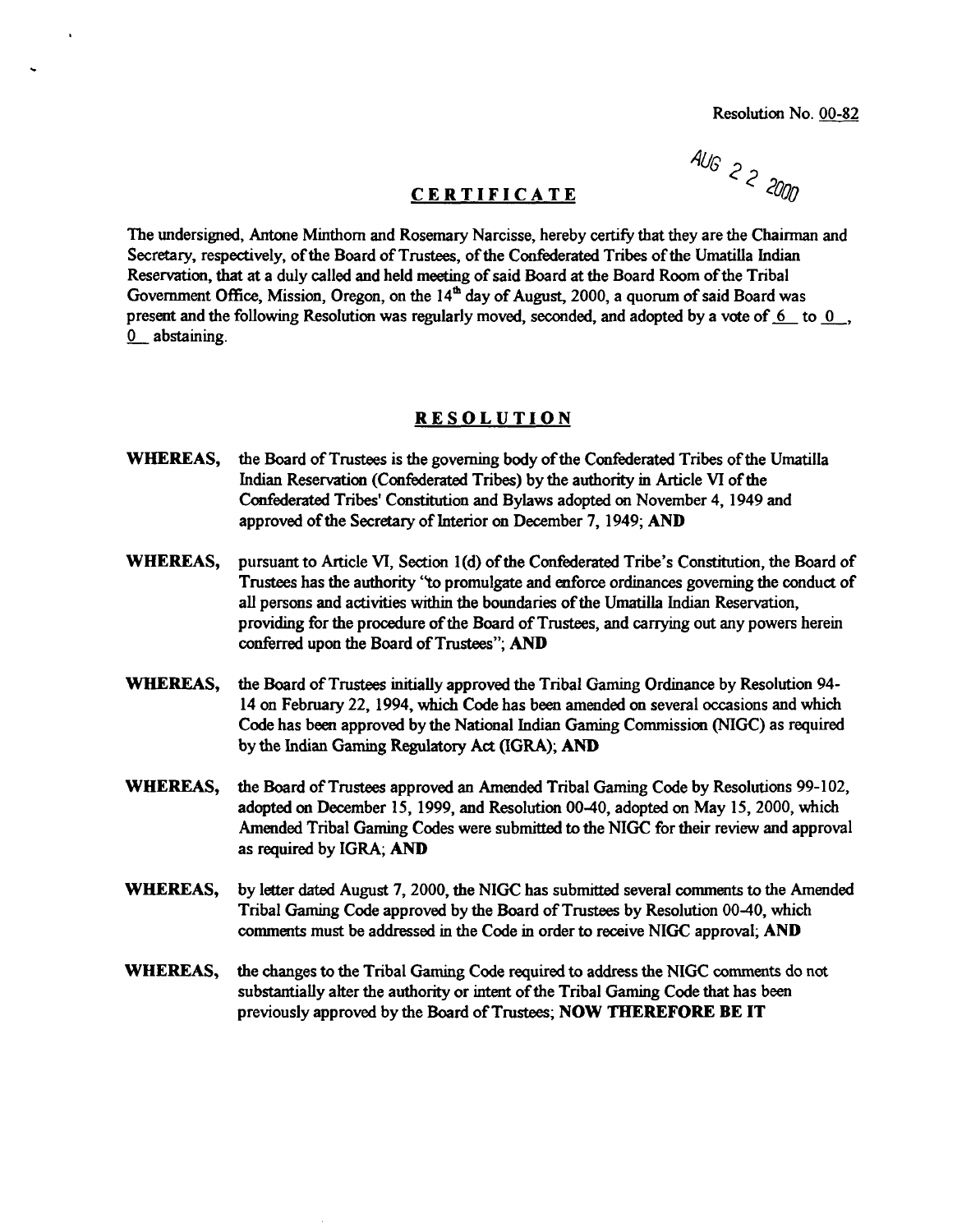Resolution No. 00-82

AUG 22 2000

## CERTIFICATE

The undersigned, Antone Minthorn and Rosemary Narcisse, hereby certify that they are the Chairman and Secretary, respectively, of the Board of Trustees, of the Confederated Tribes of the Umatilla Indian Reservation, that at a duly called and held meeting of said Board at the Board Room of the Tribal Government Office, Mission, Oregon, on the 14th day of August, 2000, a quorum of said Board was present and the following Resolution was regularly moved, seconded, and adopted by a vote of 6 to 0, 0 abstaining.

## RESOLUTION

**WHEREAS,** the Board of Trustees is the governing body of the Confederated Tribes of the Umatilla Indian Reservation (Confederated Tribes) by the authority in Article VI of the Confederated Tribes' Constitution and Bylaws adopted on November 4, 1949 and approved of the Secretary of Interior on December 7, 1949; **AND**

**WHEREAS,** pursuant to Article VI, Section 1(d) of the Confederated Tribe's Constitution, the Board of Trustees has the authority "to promulgate and enforce ordinances governing the conduct of all persons and activities within the boundaries of the Umatilla Indian Reservation, providing for the procedure of the Board of Trustees, and carrying out any powers herein conferred upon the Board of Trustees"; **AND**

**WHEREAS,** the Board of Trustees initially approved the Tribal Gaming Ordinance by Resolution 94-14 on February 22, 1994, which Code has been amended on several occasions and which Code has been approved by the National Indian Gaming Commission (NIGC) as required by the Indian Gaming Regulatory Act (IGRA); **AND**

**WHEREAS,** the Board of Trustees approved an Amended Tribal Gaming Code by Resolutions 99-102, adopted on December 15, 1999, and Resolution 00-40, adopted on May 15, 2000, which Amended Tribal Gaming Codes were submitted to the NIGC for their review and approval as required by IGRA; **AND**

**WHEREAS,** by letter dated August 7, 2000, the NIGC has submitted several comments to the Amended Tribal Gaming Code approved by the Board of Trustees by Resolution 00-40, which comments must be addressed in the Code in order to receive NIGC approval; **AND**

**WHEREAS,** the changes to the Tribal Gaming Code required to address the NIGC comments do not substantially alter the authority or intent of the Tribal Gaming Code that has been previously approved by the Board of Trustees; **NOW THEREFORE BE IT**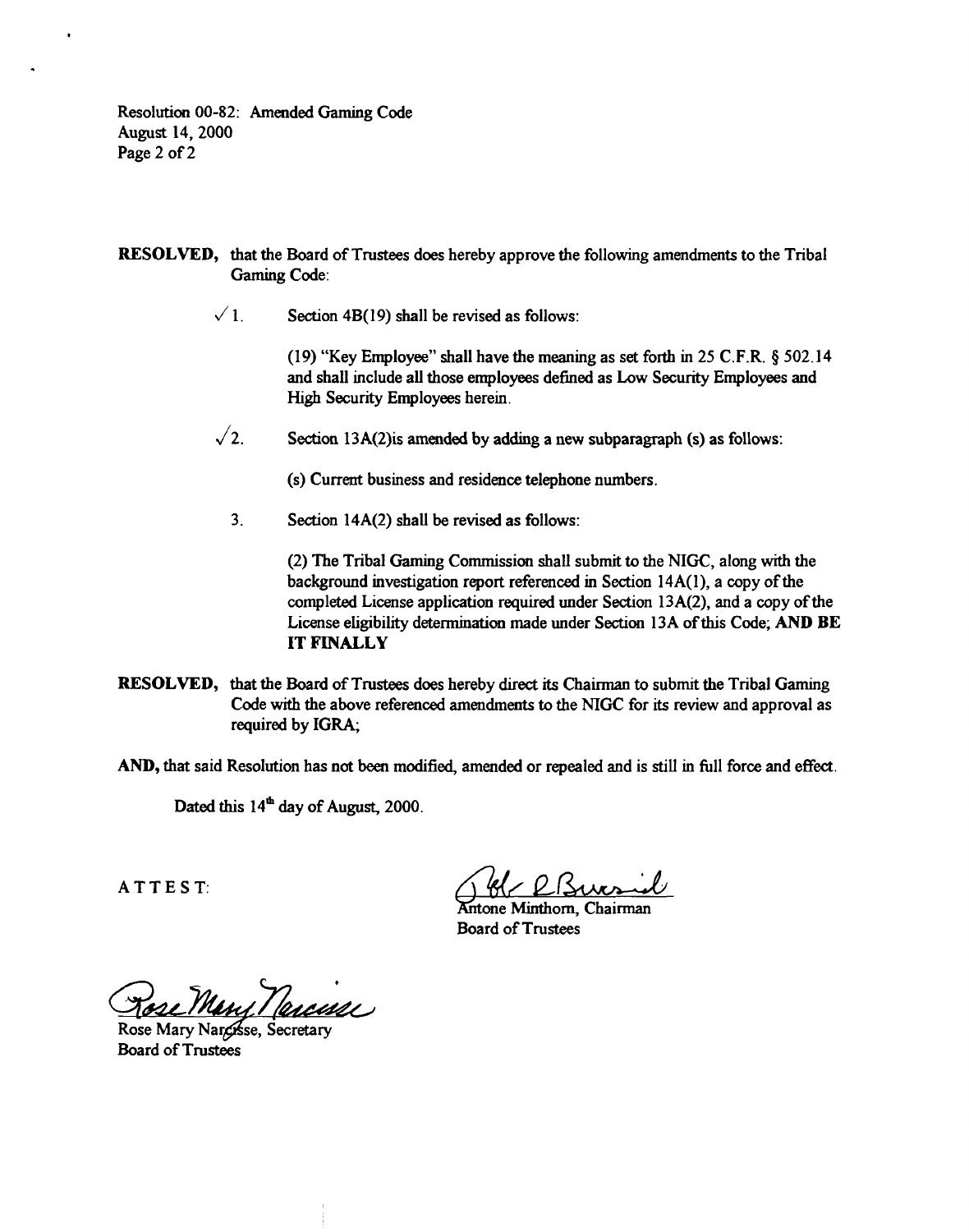Resolution 00-82: Amended Gaming Code
August 14, 2000

**RESOLVED,** that the Board of Trustees does hereby approve the following amendments to the Tribal Gaming Code:

√ 1. Section 4B(19) shall be revised as follows:

(19) "Key Employee" shall have the meaning as set forth in 25 C.F.R. § 502.14 and shall include all those employees defined as Low Security Employees and High Security Employees herein.

√ 2. Section 13A(2)is amended by adding a new subparagraph (s) as follows:

(s) Current business and residence telephone numbers.

3. Section 14A(2) shall be revised as follows:

(2) The Tribal Gaming Commission shall submit to the NIGC, along with the background investigation report referenced in Section 14A(1), a copy of the completed License application required under Section 13A(2), and a copy of the License eligibility determination made under Section 13A of this Code; **AND BE IT FINALLY**

**RESOLVED,** that the Board of Trustees does hereby direct its Chairman to submit the Tribal Gaming Code with the above referenced amendments to the NIGC for its review and approval as required by IGRA;

**AND,** that said Resolution has not been modified, amended or repealed and is still in full force and effect.

Dated this 14th day of August, 2000.

ATTEST:

Antone Minthorn, Chairman
Board of Trustees

Rose Mary Narcisse, Secretary
Board of Trustees